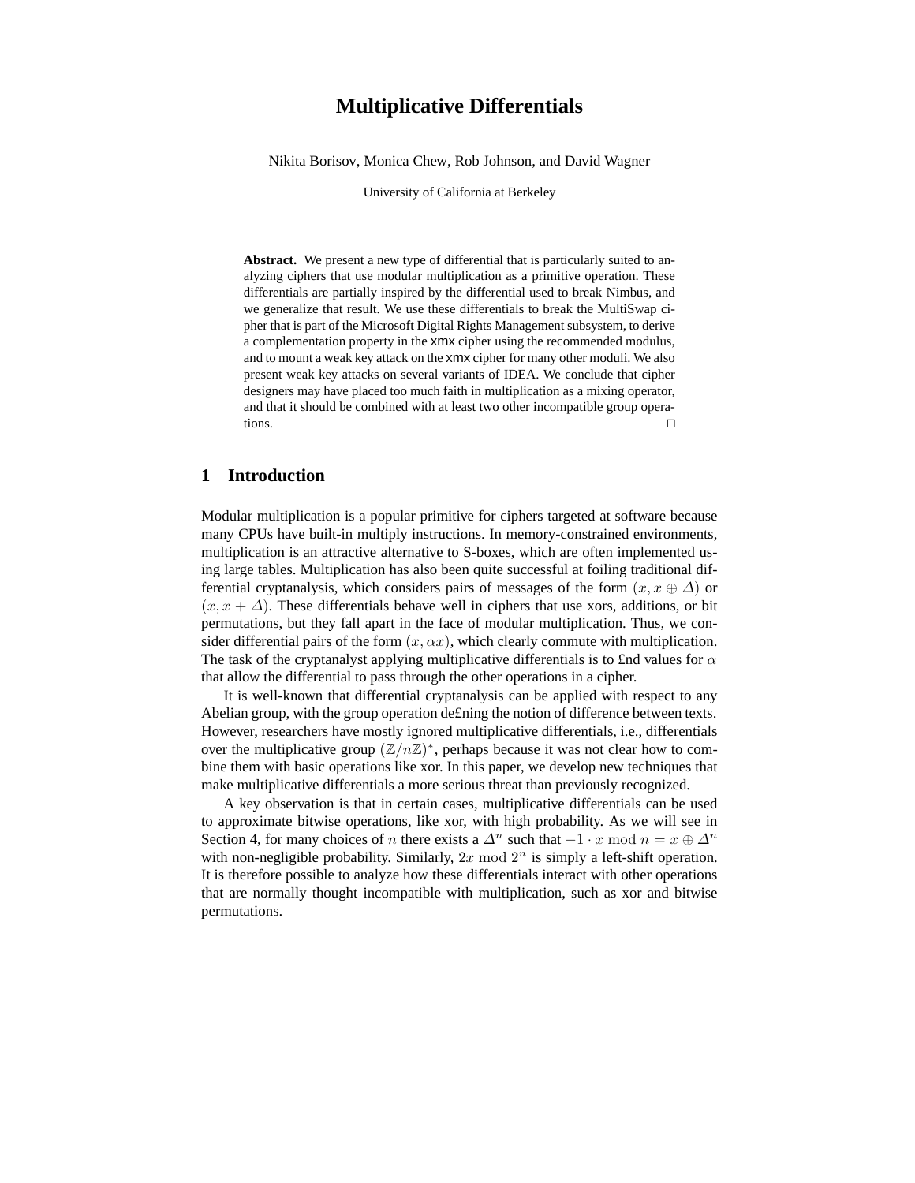# Multiplicative Differentials

Nikita Borisov, Monica Chew, Rob Johnson, and David Wagner

University of California at Berkeley

**Abstract.** We present a new type of differential that is particularly suited to analyzing ciphers that use modular multiplication as a primitive operation. These differentials are partially inspired by the differential used to break Nimbus, and we generalize that result. We use these differentials to break the MultiSwap cipher that is part of the Microsoft Digital Rights Management subsystem, to derive a complementation property in the xmx cipher using the recommended modulus, and to mount a weak key attack on the xmx cipher for many other moduli. We also present weak key attacks on several variants of IDEA. We conclude that cipher designers may have placed too much faith in multiplication as a mixing operator, and that it should be combined with at least two other incompatible group operations. □

## 1 Introduction

Modular multiplication is a popular primitive for ciphers targeted at software because many CPUs have built-in multiply instructions. In memory-constrained environments, multiplication is an attractive alternative to S-boxes, which are often implemented using large tables. Multiplication has also been quite successful at foiling traditional differential cryptanalysis, which considers pairs of messages of the form $(x, x \oplus \Delta)$ or $(x, x + \Delta)$. These differentials behave well in ciphers that use xors, additions, or bit permutations, but they fall apart in the face of modular multiplication. Thus, we consider differential pairs of the form $(x, \alpha x)$, which clearly commute with multiplication. The task of the cryptanalyst applying multiplicative differentials is to find values for $\alpha$ that allow the differential to pass through the other operations in a cipher.

It is well-known that differential cryptanalysis can be applied with respect to any Abelian group, with the group operation defining the notion of difference between texts. However, researchers have mostly ignored multiplicative differentials, i.e., differentials over the multiplicative group $(\mathbb{Z}/n\mathbb{Z})^*$, perhaps because it was not clear how to combine them with basic operations like xor. In this paper, we develop new techniques that make multiplicative differentials a more serious threat than previously recognized.

A key observation is that in certain cases, multiplicative differentials can be used to approximate bitwise operations, like xor, with high probability. As we will see in Section 4, for many choices of $n$ there exists a $\Delta^n$ such that $-1 \cdot x \bmod n = x \oplus \Delta^n$ with non-negligible probability. Similarly, $2x \bmod 2^n$ is simply a left-shift operation. It is therefore possible to analyze how these differentials interact with other operations that are normally thought incompatible with multiplication, such as xor and bitwise permutations.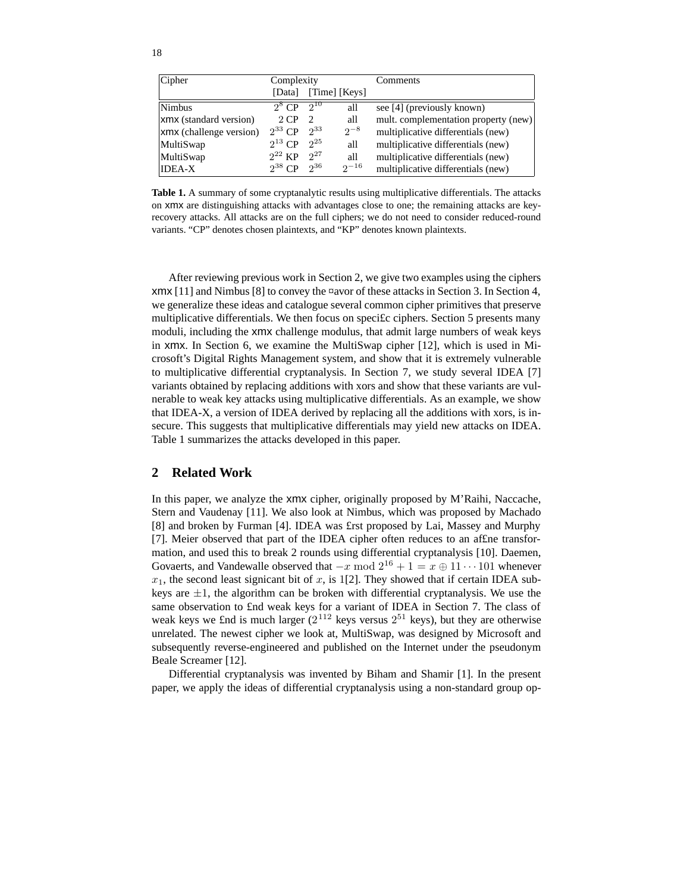| Cipher | Complexity | | | Comments |
|---|---|---|---|---|
| | [Data] | [Time] | [Keys] | |
| Nimbus | $2^8$ CP | $2^{10}$ | all | see [4] (previously known) |
| xmx (standard version) | 2 CP | 2 | all | mult. complementation property (new) |
| xmx (challenge version) | $2^{33}$ CP | $2^{33}$ | $2^{-8}$ | multiplicative differentials (new) |
| MultiSwap | $2^{13}$ CP | $2^{25}$ | all | multiplicative differentials (new) |
| MultiSwap | $2^{22}$ KP | $2^{27}$ | all | multiplicative differentials (new) |
| IDEA-X | $2^{38}$ CP | $2^{36}$ | $2^{-16}$ | multiplicative differentials (new) |

**Table 1.** A summary of some cryptanalytic results using multiplicative differentials. The attacks on xmx are distinguishing attacks with advantages close to one; the remaining attacks are key-recovery attacks. All attacks are on the full ciphers; we do not need to consider reduced-round variants. "CP" denotes chosen plaintexts, and "KP" denotes known plaintexts.

After reviewing previous work in Section 2, we give two examples using the ciphers xmx [11] and Nimbus [8] to convey the flavor of these attacks in Section 3. In Section 4, we generalize these ideas and catalogue several common cipher primitives that preserve multiplicative differentials. We then focus on specific ciphers. Section 5 presents many moduli, including the xmx challenge modulus, that admit large numbers of weak keys in xmx. In Section 6, we examine the MultiSwap cipher [12], which is used in Microsoft's Digital Rights Management system, and show that it is extremely vulnerable to multiplicative differential cryptanalysis. In Section 7, we study several IDEA [7] variants obtained by replacing additions with xors and show that these variants are vulnerable to weak key attacks using multiplicative differentials. As an example, we show that IDEA-X, a version of IDEA derived by replacing all the additions with xors, is insecure. This suggests that multiplicative differentials may yield new attacks on IDEA. Table 1 summarizes the attacks developed in this paper.

## 2 Related Work

In this paper, we analyze the xmx cipher, originally proposed by M'Raihi, Naccache, Stern and Vaudenay [11]. We also look at Nimbus, which was proposed by Machado [8] and broken by Furman [4]. IDEA was first proposed by Lai, Massey and Murphy [7]. Meier observed that part of the IDEA cipher often reduces to an affine transformation, and used this to break 2 rounds using differential cryptanalysis [10]. Daemen, Govaerts, and Vandewalle observed that $-x \bmod 2^{16}+1 = x \oplus 11\cdots101$ whenever $x_1$, the second least signicant bit of $x$, is 1[2]. They showed that if certain IDEA subkeys are $\pm 1$, the algorithm can be broken with differential cryptanalysis. We use the same observation to find weak keys for a variant of IDEA in Section 7. The class of weak keys we find is much larger ($2^{112}$ keys versus $2^{51}$ keys), but they are otherwise unrelated. The newest cipher we look at, MultiSwap, was designed by Microsoft and subsequently reverse-engineered and published on the Internet under the pseudonym Beale Screamer [12].

Differential cryptanalysis was invented by Biham and Shamir [1]. In the present paper, we apply the ideas of differential cryptanalysis using a non-standard group op-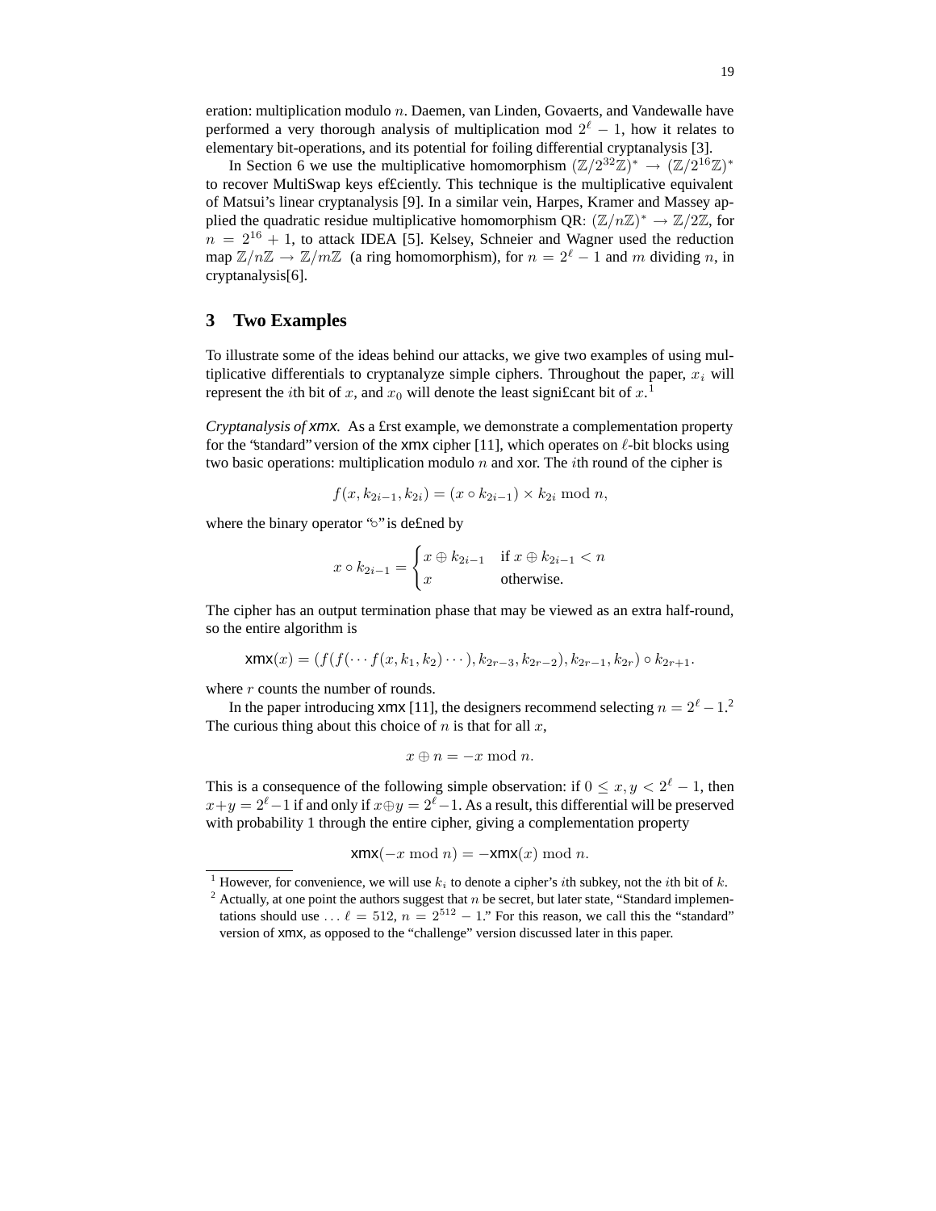eration: multiplication modulo $n$. Daemen, van Linden, Govaerts, and Vandewalle have performed a very thorough analysis of multiplication mod $2^\ell - 1$, how it relates to elementary bit-operations, and its potential for foiling differential cryptanalysis [3].

In Section 6 we use the multiplicative homomorphism $(\mathbb{Z}/2^{32}\mathbb{Z})^* \to (\mathbb{Z}/2^{16}\mathbb{Z})^*$ to recover MultiSwap keys efficiently. This technique is the multiplicative equivalent of Matsui's linear cryptanalysis [9]. In a similar vein, Harpes, Kramer and Massey applied the quadratic residue multiplicative homomorphism QR: $(\mathbb{Z}/n\mathbb{Z})^* \to \mathbb{Z}/2\mathbb{Z}$, for $n = 2^{16} + 1$, to attack IDEA [5]. Kelsey, Schneier and Wagner used the reduction map $\mathbb{Z}/n\mathbb{Z} \to \mathbb{Z}/m\mathbb{Z}$ (a ring homomorphism), for $n = 2^\ell - 1$ and $m$ dividing $n$, in cryptanalysis[6].

## 3 Two Examples

To illustrate some of the ideas behind our attacks, we give two examples of using multiplicative differentials to cryptanalyze simple ciphers. Throughout the paper, $x_i$ will represent the $i$th bit of $x$, and $x_0$ will denote the least significant bit of $x$.[1]

*Cryptanalysis of* xmx. As a first example, we demonstrate a complementation property for the "standard" version of the xmx cipher [11], which operates on $\ell$-bit blocks using two basic operations: multiplication modulo $n$ and xor. The $i$th round of the cipher is

$$f(x, k_{2i-1}, k_{2i}) = (x \circ k_{2i-1}) \times k_{2i} \bmod n,$$

where the binary operator "$\circ$" is defined by

$$x \circ k_{2i-1} = \begin{cases} x \oplus k_{2i-1} & \text{if } x \oplus k_{2i-1} < n \\ x & \text{otherwise.} \end{cases}$$

The cipher has an output termination phase that may be viewed as an extra half-round, so the entire algorithm is

$$\mathsf{xmx}(x) = (f(f(\cdots f(x, k_1, k_2)\cdots), k_{2r-3}, k_{2r-2}), k_{2r-1}, k_{2r}) \circ k_{2r+1}.$$

where $r$ counts the number of rounds.

In the paper introducing xmx [11], the designers recommend selecting $n = 2^\ell - 1$.[2] The curious thing about this choice of $n$ is that for all $x$,

$$x \oplus n = -x \bmod n.$$

This is a consequence of the following simple observation: if $0 \leq x, y < 2^\ell - 1$, then $x + y = 2^\ell - 1$ if and only if $x \oplus y = 2^\ell - 1$. As a result, this differential will be preserved with probability 1 through the entire cipher, giving a complementation property

$$\mathsf{xmx}(-x \bmod n) = -\mathsf{xmx}(x) \bmod n.$$

[1] However, for convenience, we will use $k_i$ to denote a cipher's $i$th subkey, not the $i$th bit of $k$.

[2] Actually, at one point the authors suggest that $n$ be secret, but later state, "Standard implementations should use ... $\ell = 512$, $n = 2^{512} - 1$." For this reason, we call this the "standard" version of xmx, as opposed to the "challenge" version discussed later in this paper.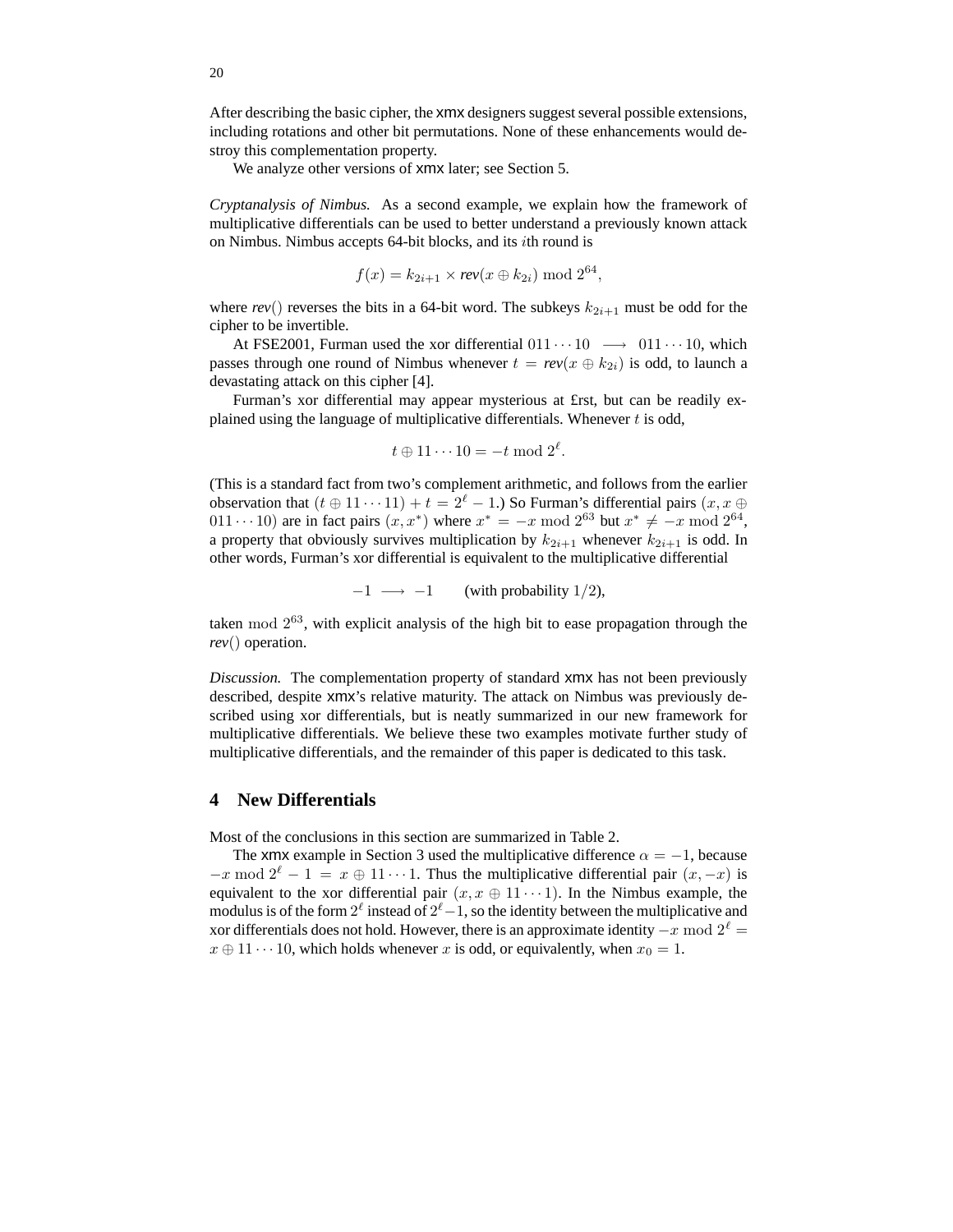After describing the basic cipher, the xmx designers suggest several possible extensions, including rotations and other bit permutations. None of these enhancements would destroy this complementation property.

We analyze other versions of xmx later; see Section 5.

*Cryptanalysis of Nimbus.* As a second example, we explain how the framework of multiplicative differentials can be used to better understand a previously known attack on Nimbus. Nimbus accepts 64-bit blocks, and its $i$th round is

$$f(x) = k_{2i+1} \times \textit{rev}(x \oplus k_{2i}) \bmod 2^{64},$$

where $\textit{rev}()$ reverses the bits in a 64-bit word. The subkeys $k_{2i+1}$ must be odd for the cipher to be invertible.

At FSE2001, Furman used the xor differential $011\cdots10 \longrightarrow 011\cdots10$, which passes through one round of Nimbus whenever $t = \textit{rev}(x \oplus k_{2i})$ is odd, to launch a devastating attack on this cipher [4].

Furman's xor differential may appear mysterious at £rst, but can be readily explained using the language of multiplicative differentials. Whenever $t$ is odd,

$$t \oplus 11\cdots10 = -t \bmod 2^{\ell}.$$

(This is a standard fact from two's complement arithmetic, and follows from the earlier observation that $(t \oplus 11\cdots11) + t = 2^{\ell} - 1$.) So Furman's differential pairs $(x, x \oplus 011\cdots10)$ are in fact pairs $(x, x^*)$ where $x^* = -x \bmod 2^{63}$ but $x^* \neq -x \bmod 2^{64}$, a property that obviously survives multiplication by $k_{2i+1}$ whenever $k_{2i+1}$ is odd. In other words, Furman's xor differential is equivalent to the multiplicative differential

$$-1 \longrightarrow -1 \qquad \text{(with probability } 1/2\text{)},$$

taken $\bmod\ 2^{63}$, with explicit analysis of the high bit to ease propagation through the $\textit{rev}()$ operation.

*Discussion.* The complementation property of standard xmx has not been previously described, despite xmx's relative maturity. The attack on Nimbus was previously described using xor differentials, but is neatly summarized in our new framework for multiplicative differentials. We believe these two examples motivate further study of multiplicative differentials, and the remainder of this paper is dedicated to this task.

## 4 New Differentials

Most of the conclusions in this section are summarized in Table 2.

The xmx example in Section 3 used the multiplicative difference $\alpha = -1$, because $-x \bmod 2^{\ell} - 1 = x \oplus 11\cdots1$. Thus the multiplicative differential pair $(x, -x)$ is equivalent to the xor differential pair $(x, x \oplus 11\cdots1)$. In the Nimbus example, the modulus is of the form $2^{\ell}$ instead of $2^{\ell} - 1$, so the identity between the multiplicative and xor differentials does not hold. However, there is an approximate identity $-x \bmod 2^{\ell} = x \oplus 11\cdots10$, which holds whenever $x$ is odd, or equivalently, when $x_0 = 1$.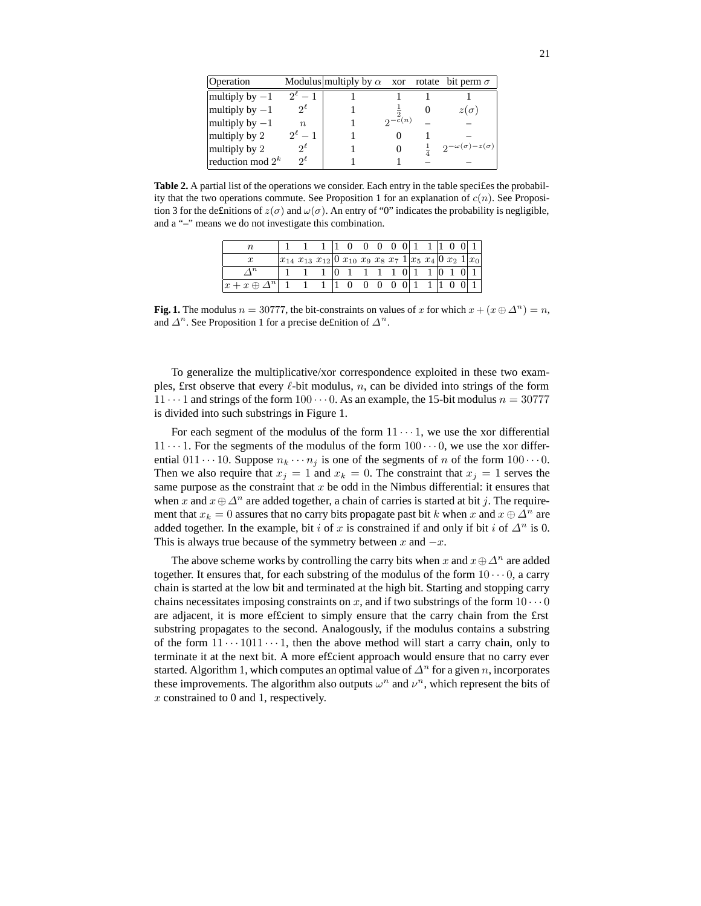| Operation | Modulus | multiply by $\alpha$ | xor | rotate | bit perm $\sigma$ |
|---|---|---|---|---|---|
| multiply by $-1$ | $2^\ell - 1$ | 1 | 1 | 1 | 1 |
| multiply by $-1$ | $2^\ell$ | 1 | $\frac{1}{2}$ | 0 | $z(\sigma)$ |
| multiply by $-1$ | $n$ | 1 | $2^{-c(n)}$ | – | – |
| multiply by 2 | $2^\ell - 1$ | 1 | 0 | 1 | – |
| multiply by 2 | $2^\ell$ | 1 | 0 | $\frac{1}{4}$ | $2^{-\omega(\sigma)-z(\sigma)}$ |
| reduction mod $2^k$ | $2^\ell$ | 1 | 1 | – | – |

**Table 2.** A partial list of the operations we consider. Each entry in the table specifies the probability that the two operations commute. See Proposition 1 for an explanation of $c(n)$. See Proposition 3 for the definitions of $z(\sigma)$ and $\omega(\sigma)$. An entry of "0" indicates the probability is negligible, and a "–" means we do not investigate this combination.

| $n$ | 1 | 1 | 1 | 1 | 0 | 0 | 0 | 0 | 0 | 1 | 1 | 1 | 0 | 0 | 1 |
|---|---|---|---|---|---|---|---|---|---|---|---|---|---|---|---|
| $x$ | $x_{14}$ | $x_{13}$ | $x_{12}$ | 0 | $x_{10}$ | $x_9$ | $x_8$ | $x_7$ | 1 | $x_5$ | $x_4$ | 0 | $x_2$ | 1 | $x_0$ |
| $\Delta^n$ | 1 | 1 | 1 | 0 | 1 | 1 | 1 | 1 | 0 | 1 | 1 | 0 | 1 | 0 | 1 |
| $x + x \oplus \Delta^n$ | 1 | 1 | 1 | 1 | 0 | 0 | 0 | 0 | 0 | 1 | 1 | 1 | 0 | 0 | 1 |

**Fig. 1.** The modulus $n = 30777$, the bit-constraints on values of $x$ for which $x + (x \oplus \Delta^n) = n$, and $\Delta^n$. See Proposition 1 for a precise definition of $\Delta^n$.

To generalize the multiplicative/xor correspondence exploited in these two examples, first observe that every $\ell$-bit modulus, $n$, can be divided into strings of the form $11\cdots1$ and strings of the form $100\cdots0$. As an example, the 15-bit modulus $n = 30777$ is divided into such substrings in Figure 1.

For each segment of the modulus of the form $11\cdots1$, we use the xor differential $11\cdots1$. For the segments of the modulus of the form $100\cdots0$, we use the xor differential $011\cdots10$. Suppose $n_k\cdots n_j$ is one of the segments of $n$ of the form $100\cdots0$. Then we also require that $x_j = 1$ and $x_k = 0$. The constraint that $x_j = 1$ serves the same purpose as the constraint that $x$ be odd in the Nimbus differential: it ensures that when $x$ and $x \oplus \Delta^n$ are added together, a chain of carries is started at bit $j$. The requirement that $x_k = 0$ assures that no carry bits propagate past bit $k$ when $x$ and $x \oplus \Delta^n$ are added together. In the example, bit $i$ of $x$ is constrained if and only if bit $i$ of $\Delta^n$ is 0. This is always true because of the symmetry between $x$ and $-x$.

The above scheme works by controlling the carry bits when $x$ and $x \oplus \Delta^n$ are added together. It ensures that, for each substring of the modulus of the form $10\cdots0$, a carry chain is started at the low bit and terminated at the high bit. Starting and stopping carry chains necessitates imposing constraints on $x$, and if two substrings of the form $10\cdots0$ are adjacent, it is more efficient to simply ensure that the carry chain from the first substring propagates to the second. Analogously, if the modulus contains a substring of the form $11\cdots1011\cdots1$, then the above method will start a carry chain, only to terminate it at the next bit. A more efficient approach would ensure that no carry ever started. Algorithm 1, which computes an optimal value of $\Delta^n$ for a given $n$, incorporates these improvements. The algorithm also outputs $\omega^n$ and $\nu^n$, which represent the bits of $x$ constrained to 0 and 1, respectively.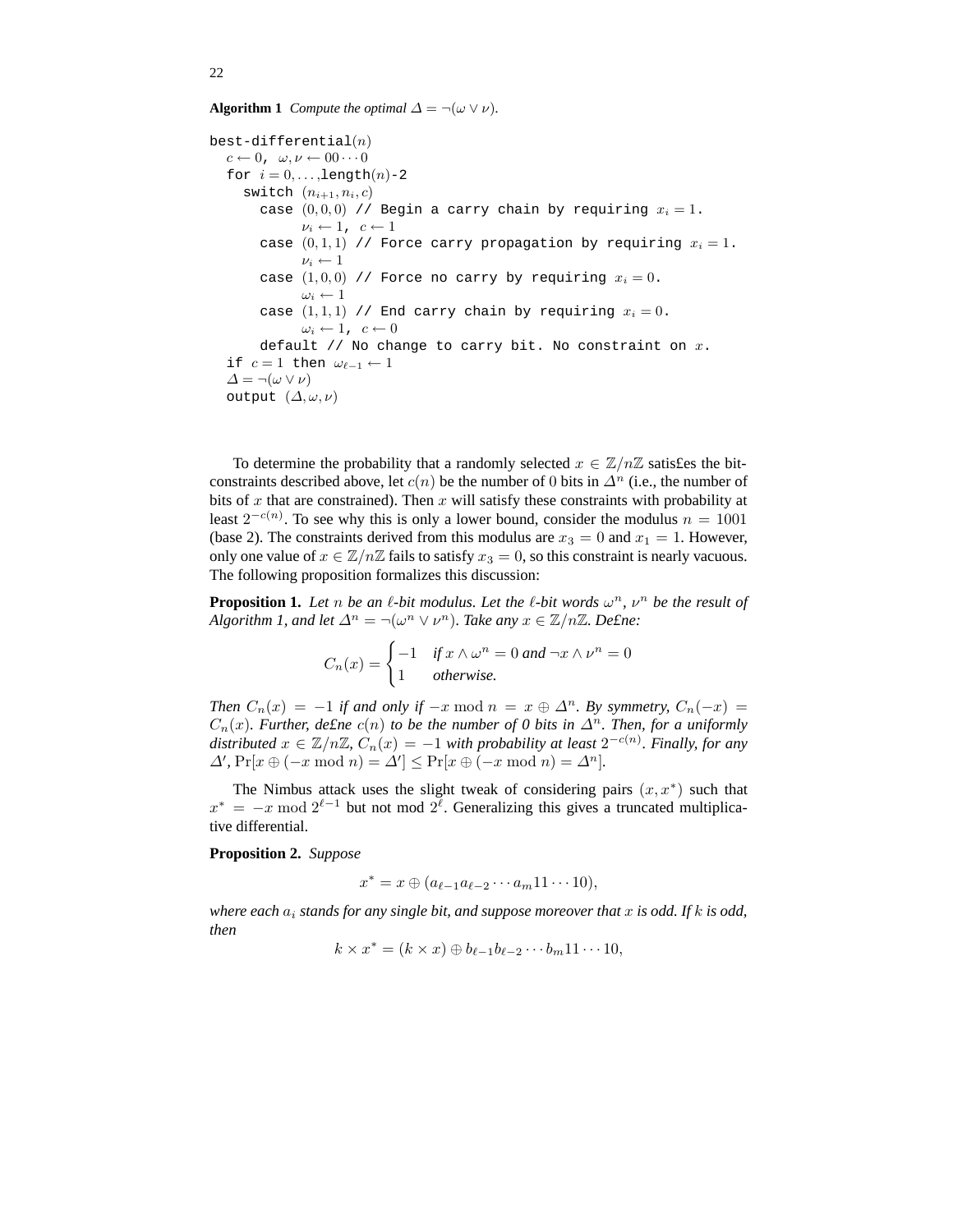**Algorithm 1** *Compute the optimal $\Delta = \neg(\omega \vee \nu)$.*

```
best-differential(n)
  c ← 0,  ω,ν ← 00···0
  for  i = 0,...,length(n)-2
    switch  (n_{i+1}, n_i, c)
      case (0,0,0) // Begin a carry chain by requiring x_i = 1.
            ν_i ← 1,  c ← 1
      case (0,1,1) // Force carry propagation by requiring x_i = 1.
            ν_i ← 1
      case (1,0,0) // Force no carry by requiring x_i = 0.
            ω_i ← 1
      case (1,1,1) // End carry chain by requiring x_i = 0.
            ω_i ← 1,  c ← 0
      default // No change to carry bit. No constraint on x.
  if  c = 1  then  ω_{ℓ-1} ← 1
  Δ = ¬(ω ∨ ν)
  output  (Δ, ω, ν)
```

To determine the probability that a randomly selected $x \in \mathbb{Z}/n\mathbb{Z}$ satisfies the bit-constraints described above, let $c(n)$ be the number of 0 bits in $\Delta^n$ (i.e., the number of bits of $x$ that are constrained). Then $x$ will satisfy these constraints with probability at least $2^{-c(n)}$. To see why this is only a lower bound, consider the modulus $n = 1001$ (base 2). The constraints derived from this modulus are $x_3 = 0$ and $x_1 = 1$. However, only one value of $x \in \mathbb{Z}/n\mathbb{Z}$ fails to satisfy $x_3 = 0$, so this constraint is nearly vacuous. The following proposition formalizes this discussion:

**Proposition 1.** *Let $n$ be an $\ell$-bit modulus. Let the $\ell$-bit words $\omega^n$, $\nu^n$ be the result of Algorithm 1, and let $\Delta^n = \neg(\omega^n \vee \nu^n)$. Take any $x \in \mathbb{Z}/n\mathbb{Z}$. Define:*

$$C_n(x) = \begin{cases} -1 & \text{if } x \wedge \omega^n = 0 \text{ and } \neg x \wedge \nu^n = 0 \\ 1 & \text{otherwise.} \end{cases}$$

*Then $C_n(x) = -1$ if and only if $-x \bmod n = x \oplus \Delta^n$. By symmetry, $C_n(-x) = C_n(x)$. Further, define $c(n)$ to be the number of 0 bits in $\Delta^n$. Then, for a uniformly distributed $x \in \mathbb{Z}/n\mathbb{Z}$, $C_n(x) = -1$ with probability at least $2^{-c(n)}$. Finally, for any $\Delta'$, $\Pr[x \oplus (-x \bmod n) = \Delta'] \leq \Pr[x \oplus (-x \bmod n) = \Delta^n]$.*

The Nimbus attack uses the slight tweak of considering pairs $(x, x^*)$ such that $x^* = -x \bmod 2^{\ell-1}$ but not mod $2^\ell$. Generalizing this gives a truncated multiplicative differential.

**Proposition 2.** *Suppose*

$$x^* = x \oplus (a_{\ell-1}a_{\ell-2}\cdots a_m 11\cdots 10),$$

*where each $a_i$ stands for any single bit, and suppose moreover that $x$ is odd. If $k$ is odd, then*

$$k \times x^* = (k \times x) \oplus b_{\ell-1}b_{\ell-2}\cdots b_m 11\cdots 10,$$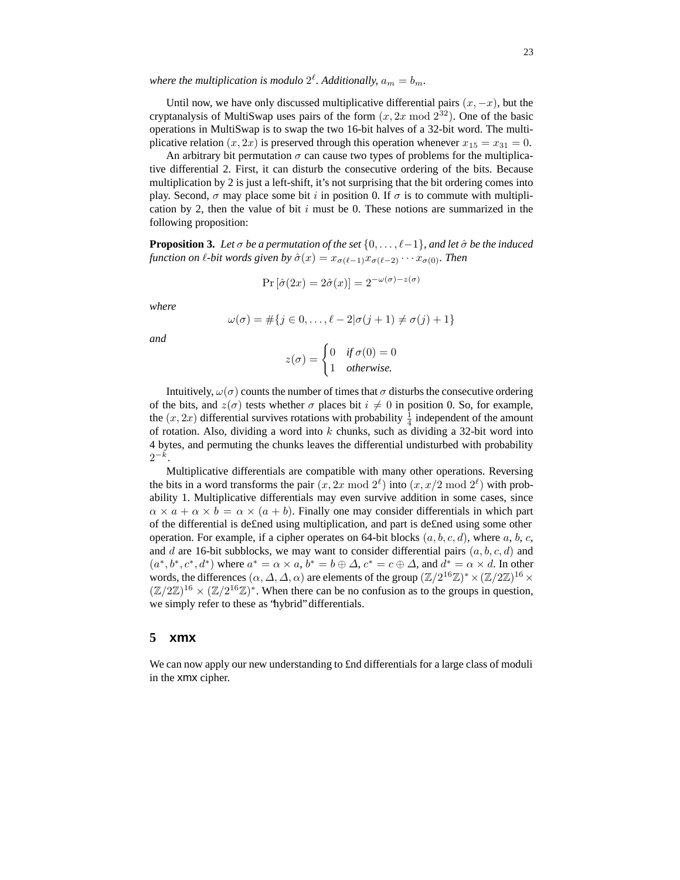*where the multiplication is modulo $2^\ell$. Additionally, $a_m = b_m$.*

Until now, we have only discussed multiplicative differential pairs $(x, -x)$, but the cryptanalysis of MultiSwap uses pairs of the form $(x, 2x \bmod 2^{32})$. One of the basic operations in MultiSwap is to swap the two 16-bit halves of a 32-bit word. The multiplicative relation $(x, 2x)$ is preserved through this operation whenever $x_{15} = x_{31} = 0$.

An arbitrary bit permutation $\sigma$ can cause two types of problems for the multiplicative differential 2. First, it can disturb the consecutive ordering of the bits. Because multiplication by 2 is just a left-shift, it's not surprising that the bit ordering comes into play. Second, $\sigma$ may place some bit $i$ in position 0. If $\sigma$ is to commute with multiplication by 2, then the value of bit $i$ must be 0. These notions are summarized in the following proposition:

**Proposition 3.** *Let $\sigma$ be a permutation of the set $\{0, \ldots, \ell-1\}$, and let $\hat{\sigma}$ be the induced function on $\ell$-bit words given by $\hat{\sigma}(x) = x_{\sigma(\ell-1)} x_{\sigma(\ell-2)} \cdots x_{\sigma(0)}$. Then*

$$\Pr[\hat{\sigma}(2x) = 2\hat{\sigma}(x)] = 2^{-\omega(\sigma) - z(\sigma)}$$

*where*

$$\omega(\sigma) = \#\{j \in 0, \ldots, \ell-2 | \sigma(j+1) \neq \sigma(j) + 1\}$$

*and*

$$z(\sigma) = \begin{cases} 0 & \text{if } \sigma(0) = 0 \\ 1 & \text{otherwise.} \end{cases}$$

Intuitively, $\omega(\sigma)$ counts the number of times that $\sigma$ disturbs the consecutive ordering of the bits, and $z(\sigma)$ tests whether $\sigma$ places bit $i \neq 0$ in position 0. So, for example, the $(x, 2x)$ differential survives rotations with probability $\frac{1}{4}$ independent of the amount of rotation. Also, dividing a word into $k$ chunks, such as dividing a 32-bit word into 4 bytes, and permuting the chunks leaves the differential undisturbed with probability $2^{-k}$.

Multiplicative differentials are compatible with many other operations. Reversing the bits in a word transforms the pair $(x, 2x \bmod 2^\ell)$ into $(x, x/2 \bmod 2^\ell)$ with probability 1. Multiplicative differentials may even survive addition in some cases, since $\alpha \times a + \alpha \times b = \alpha \times (a + b)$. Finally one may consider differentials in which part of the differential is de£ned using multiplication, and part is de£ned using some other operation. For example, if a cipher operates on 64-bit blocks $(a, b, c, d)$, where $a$, $b$, $c$, and $d$ are 16-bit subblocks, we may want to consider differential pairs $(a, b, c, d)$ and $(a^*, b^*, c^*, d^*)$ where $a^* = \alpha \times a$, $b^* = b \oplus \Delta$, $c^* = c \oplus \Delta$, and $d^* = \alpha \times d$. In other words, the differences $(\alpha, \Delta, \Delta, \alpha)$ are elements of the group $(\mathbb{Z}/2^{16}\mathbb{Z})^* \times (\mathbb{Z}/2\mathbb{Z})^{16} \times (\mathbb{Z}/2\mathbb{Z})^{16} \times (\mathbb{Z}/2^{16}\mathbb{Z})^*$. When there can be no confusion as to the groups in question, we simply refer to these as "hybrid" differentials.

## 5 xmx

We can now apply our new understanding to £nd differentials for a large class of moduli in the xmx cipher.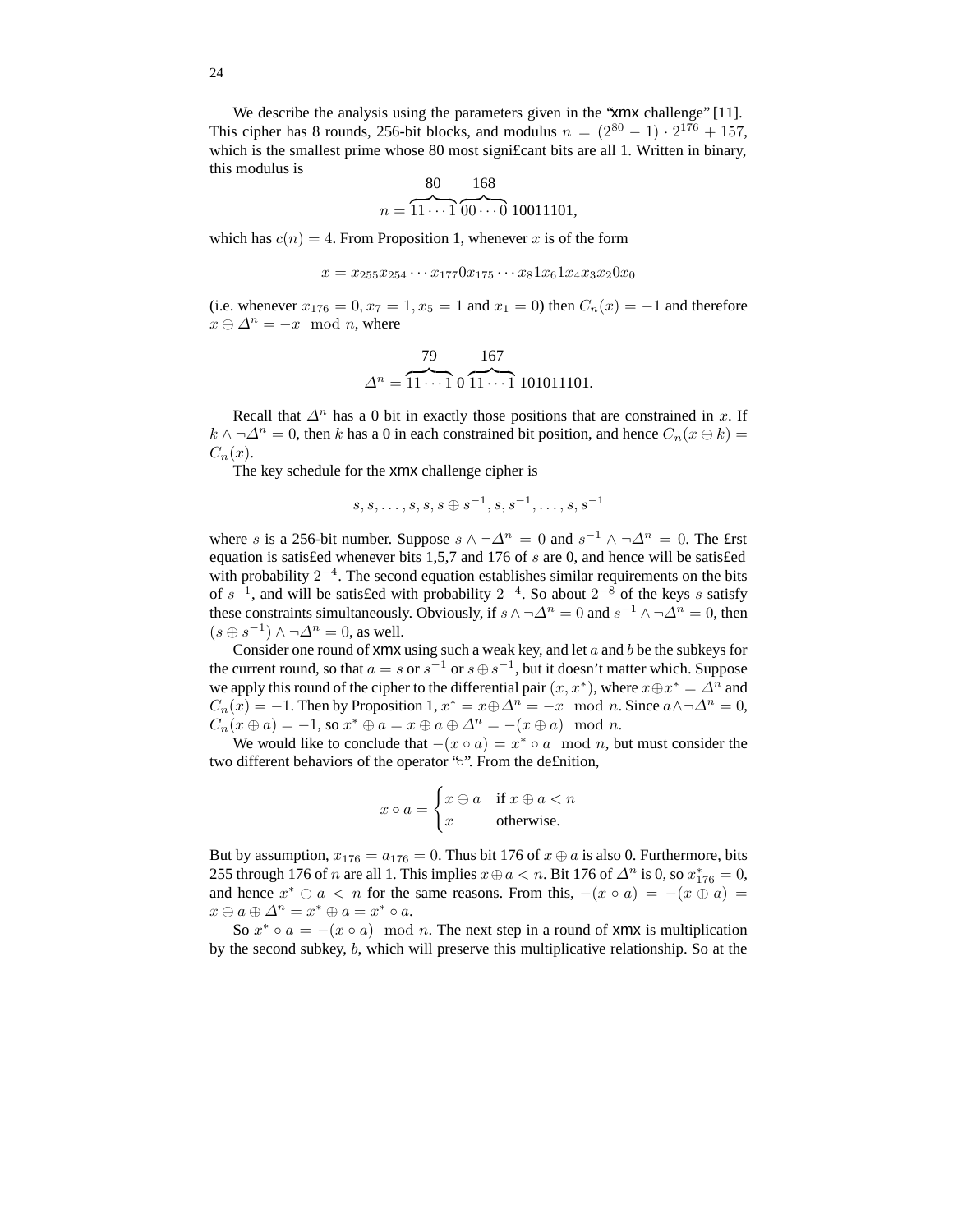We describe the analysis using the parameters given in the "xmx challenge" [11]. This cipher has 8 rounds, 256-bit blocks, and modulus $n = (2^{80} - 1) \cdot 2^{176} + 157$, which is the smallest prime whose 80 most significant bits are all 1. Written in binary, this modulus is

$$n = \overbrace{11 \cdots 1}^{80} \overbrace{00 \cdots 0}^{168} 10011101,$$

which has $c(n) = 4$. From Proposition 1, whenever $x$ is of the form

$$x = x_{255}x_{254} \cdots x_{177}0x_{175} \cdots x_8 1 x_6 1 x_4 x_3 x_2 0 x_0$$

(i.e. whenever $x_{176} = 0, x_7 = 1, x_5 = 1$ and $x_1 = 0$) then $C_n(x) = -1$ and therefore $x \oplus \Delta^n = -x \mod n$, where

$$\Delta^n = \overbrace{11 \cdots 1}^{79} 0 \overbrace{11 \cdots 1}^{167} 101011101.$$

Recall that $\Delta^n$ has a 0 bit in exactly those positions that are constrained in $x$. If $k \wedge \neg\Delta^n = 0$, then $k$ has a 0 in each constrained bit position, and hence $C_n(x \oplus k) = C_n(x)$.

The key schedule for the xmx challenge cipher is

$$s, s, \ldots, s, s, s \oplus s^{-1}, s, s^{-1}, \ldots, s, s^{-1}$$

where $s$ is a 256-bit number. Suppose $s \wedge \neg\Delta^n = 0$ and $s^{-1} \wedge \neg\Delta^n = 0$. The first equation is satisfied whenever bits 1,5,7 and 176 of $s$ are 0, and hence will be satisfied with probability $2^{-4}$. The second equation establishes similar requirements on the bits of $s^{-1}$, and will be satisfied with probability $2^{-4}$. So about $2^{-8}$ of the keys $s$ satisfy these constraints simultaneously. Obviously, if $s \wedge \neg\Delta^n = 0$ and $s^{-1} \wedge \neg\Delta^n = 0$, then $(s \oplus s^{-1}) \wedge \neg\Delta^n = 0$, as well.

Consider one round of xmx using such a weak key, and let $a$ and $b$ be the subkeys for the current round, so that $a = s$ or $s^{-1}$ or $s \oplus s^{-1}$, but it doesn't matter which. Suppose we apply this round of the cipher to the differential pair $(x, x^*)$, where $x \oplus x^* = \Delta^n$ and $C_n(x) = -1$. Then by Proposition 1, $x^* = x \oplus \Delta^n = -x \mod n$. Since $a \wedge \neg\Delta^n = 0$, $C_n(x \oplus a) = -1$, so $x^* \oplus a = x \oplus a \oplus \Delta^n = -(x \oplus a) \mod n$.

We would like to conclude that $-(x \circ a) = x^* \circ a \mod n$, but must consider the two different behaviors of the operator "$\circ$". From the definition,

$$x \circ a = \begin{cases} x \oplus a & \text{if } x \oplus a < n \\ x & \text{otherwise.} \end{cases}$$

But by assumption, $x_{176} = a_{176} = 0$. Thus bit 176 of $x \oplus a$ is also 0. Furthermore, bits 255 through 176 of $n$ are all 1. This implies $x \oplus a < n$. Bit 176 of $\Delta^n$ is 0, so $x^*_{176} = 0$, and hence $x^* \oplus a < n$ for the same reasons. From this, $-(x \circ a) = -(x \oplus a) = x \oplus a \oplus \Delta^n = x^* \oplus a = x^* \circ a$.

So $x^* \circ a = -(x \circ a) \mod n$. The next step in a round of xmx is multiplication by the second subkey, $b$, which will preserve this multiplicative relationship. So at the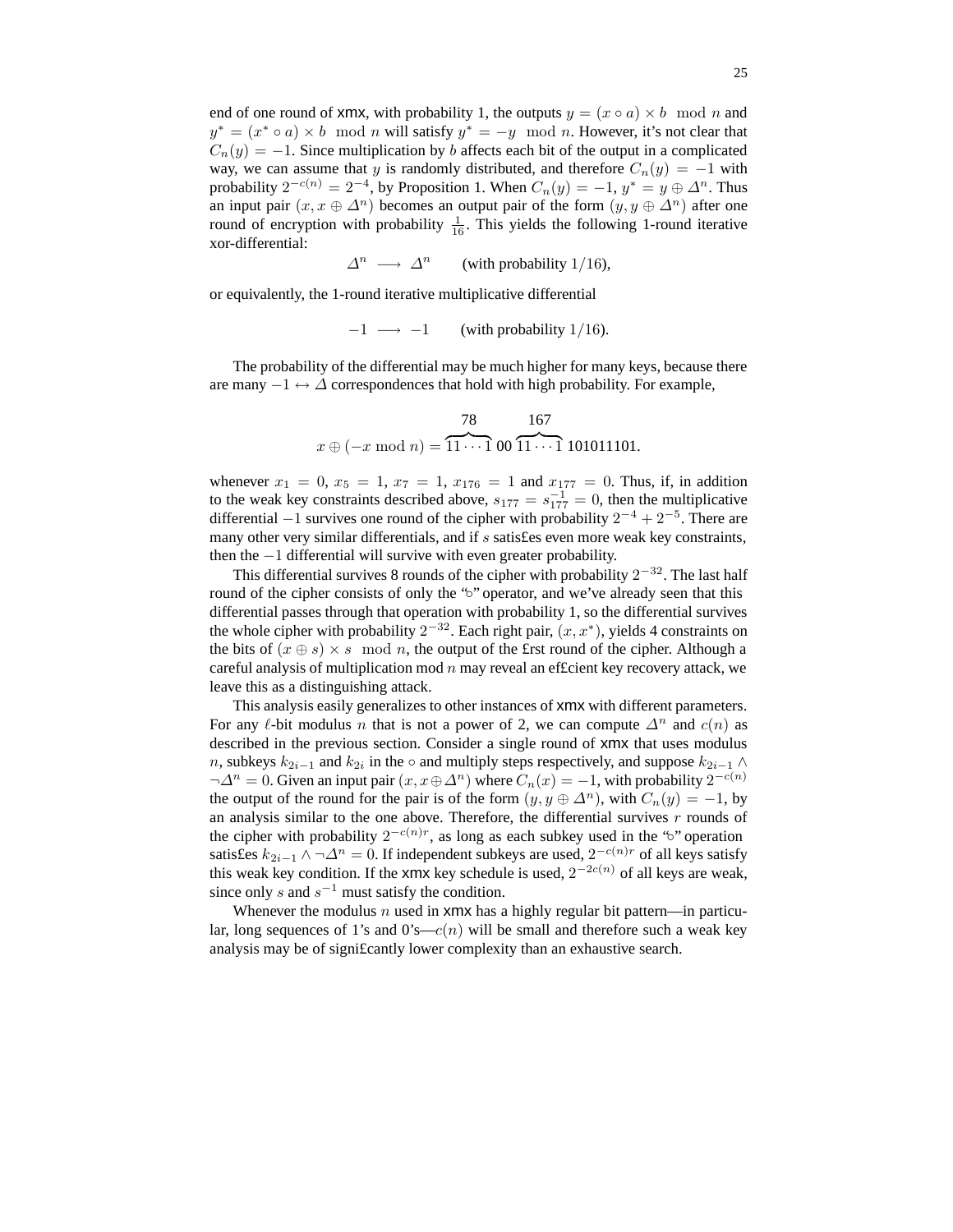end of one round of xmx, with probability 1, the outputs $y = (x \circ a) \times b \mod n$ and $y^* = (x^* \circ a) \times b \mod n$ will satisfy $y^* = -y \mod n$. However, it's not clear that $C_n(y) = -1$. Since multiplication by $b$ affects each bit of the output in a complicated way, we can assume that $y$ is randomly distributed, and therefore $C_n(y) = -1$ with probability $2^{-c(n)} = 2^{-4}$, by Proposition 1. When $C_n(y) = -1$, $y^* = y \oplus \Delta^n$. Thus an input pair $(x, x \oplus \Delta^n)$ becomes an output pair of the form $(y, y \oplus \Delta^n)$ after one round of encryption with probability $\frac{1}{16}$. This yields the following 1-round iterative xor-differential:

$$\Delta^n \longrightarrow \Delta^n \qquad \text{(with probability } 1/16\text{)},$$

or equivalently, the 1-round iterative multiplicative differential

$$-1 \longrightarrow -1 \qquad \text{(with probability } 1/16\text{)}.$$

The probability of the differential may be much higher for many keys, because there are many $-1 \leftrightarrow \Delta$ correspondences that hold with high probability. For example,

$$x \oplus (-x \bmod n) = \overbrace{11\cdots1}^{78}\,00\,\overbrace{11\cdots1}^{167}\,101011101.$$

whenever $x_1 = 0$, $x_5 = 1$, $x_7 = 1$, $x_{176} = 1$ and $x_{177} = 0$. Thus, if, in addition to the weak key constraints described above, $s_{177} = s^{-1}_{177} = 0$, then the multiplicative differential $-1$ survives one round of the cipher with probability $2^{-4} + 2^{-5}$. There are many other very similar differentials, and if $s$ satisfies even more weak key constraints, then the $-1$ differential will survive with even greater probability.

This differential survives 8 rounds of the cipher with probability $2^{-32}$. The last half round of the cipher consists of only the "$\circ$" operator, and we've already seen that this differential passes through that operation with probability 1, so the differential survives the whole cipher with probability $2^{-32}$. Each right pair, $(x, x^*)$, yields 4 constraints on the bits of $(x \oplus s) \times s \mod n$, the output of the first round of the cipher. Although a careful analysis of multiplication mod $n$ may reveal an efficient key recovery attack, we leave this as a distinguishing attack.

This analysis easily generalizes to other instances of xmx with different parameters. For any $\ell$-bit modulus $n$ that is not a power of 2, we can compute $\Delta^n$ and $c(n)$ as described in the previous section. Consider a single round of xmx that uses modulus $n$, subkeys $k_{2i-1}$ and $k_{2i}$ in the $\circ$ and multiply steps respectively, and suppose $k_{2i-1} \wedge \neg\Delta^n = 0$. Given an input pair $(x, x \oplus \Delta^n)$ where $C_n(x) = -1$, with probability $2^{-c(n)}$ the output of the round for the pair is of the form $(y, y \oplus \Delta^n)$, with $C_n(y) = -1$, by an analysis similar to the one above. Therefore, the differential survives $r$ rounds of the cipher with probability $2^{-c(n)r}$, as long as each subkey used in the "$\circ$" operation satisfies $k_{2i-1} \wedge \neg\Delta^n = 0$. If independent subkeys are used, $2^{-c(n)r}$ of all keys satisfy this weak key condition. If the xmx key schedule is used, $2^{-2c(n)}$ of all keys are weak, since only $s$ and $s^{-1}$ must satisfy the condition.

Whenever the modulus $n$ used in xmx has a highly regular bit pattern—in particular, long sequences of 1's and 0's—$c(n)$ will be small and therefore such a weak key analysis may be of significantly lower complexity than an exhaustive search.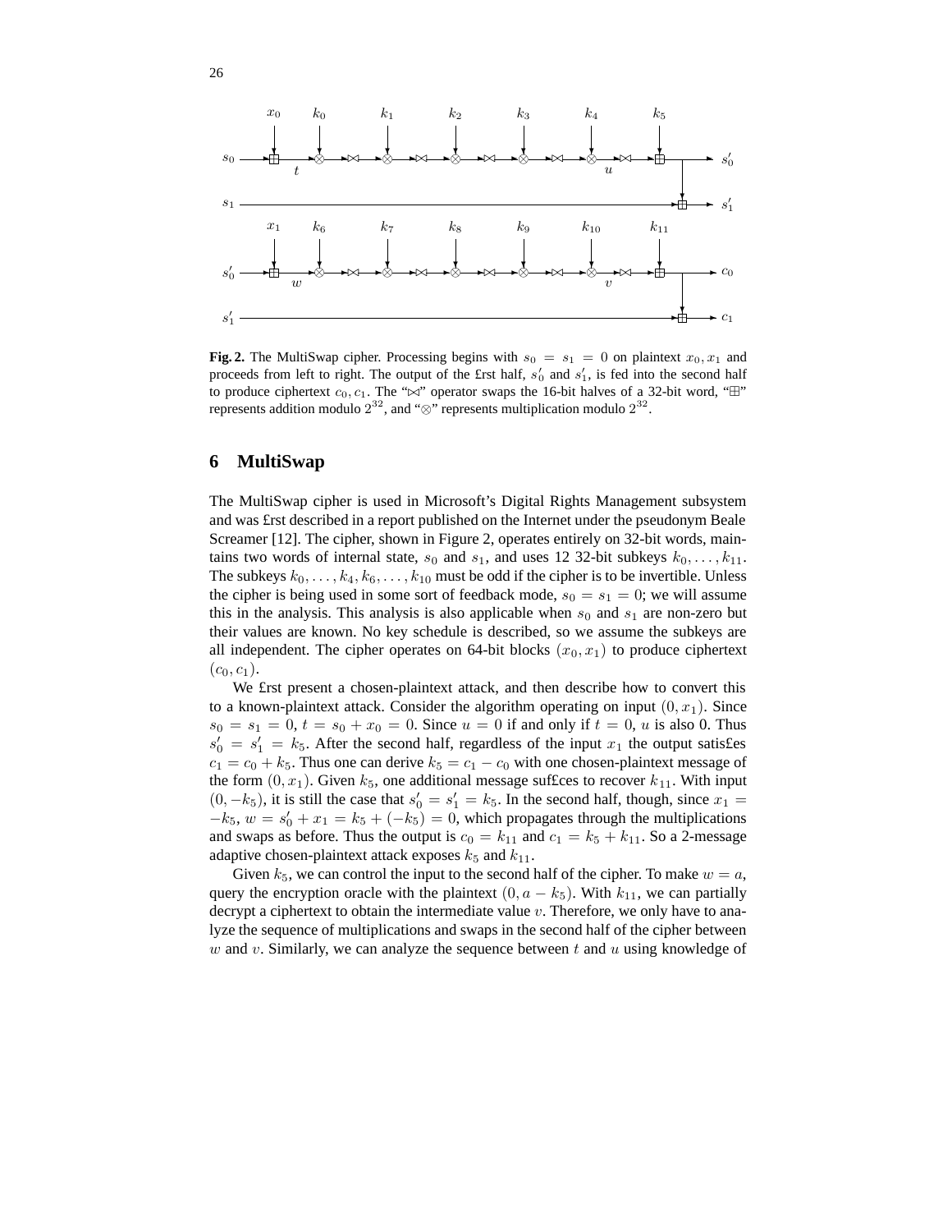**Fig. 2.** The MultiSwap cipher. Processing begins with $s_0 = s_1 = 0$ on plaintext $x_0, x_1$ and proceeds from left to right. The output of the first half, $s'_0$ and $s'_1$, is fed into the second half to produce ciphertext $c_0, c_1$. The "$\bowtie$" operator swaps the 16-bit halves of a 32-bit word, "$\boxplus$" represents addition modulo $2^{32}$, and "$\otimes$" represents multiplication modulo $2^{32}$.

## 6 MultiSwap

The MultiSwap cipher is used in Microsoft's Digital Rights Management subsystem and was first described in a report published on the Internet under the pseudonym Beale Screamer [12]. The cipher, shown in Figure 2, operates entirely on 32-bit words, maintains two words of internal state, $s_0$ and $s_1$, and uses 12 32-bit subkeys $k_0, \ldots, k_{11}$. The subkeys $k_0, \ldots, k_4, k_6, \ldots, k_{10}$ must be odd if the cipher is to be invertible. Unless the cipher is being used in some sort of feedback mode, $s_0 = s_1 = 0$; we will assume this in the analysis. This analysis is also applicable when $s_0$ and $s_1$ are non-zero but their values are known. No key schedule is described, so we assume the subkeys are all independent. The cipher operates on 64-bit blocks $(x_0, x_1)$ to produce ciphertext $(c_0, c_1)$.

We first present a chosen-plaintext attack, and then describe how to convert this to a known-plaintext attack. Consider the algorithm operating on input $(0, x_1)$. Since $s_0 = s_1 = 0$, $t = s_0 + x_0 = 0$. Since $u = 0$ if and only if $t = 0$, $u$ is also 0. Thus $s'_0 = s'_1 = k_5$. After the second half, regardless of the input $x_1$ the output satisfies $c_1 = c_0 + k_5$. Thus one can derive $k_5 = c_1 - c_0$ with one chosen-plaintext message of the form $(0, x_1)$. Given $k_5$, one additional message suffices to recover $k_{11}$. With input $(0, -k_5)$, it is still the case that $s'_0 = s'_1 = k_5$. In the second half, though, since $x_1 = -k_5$, $w = s'_0 + x_1 = k_5 + (-k_5) = 0$, which propagates through the multiplications and swaps as before. Thus the output is $c_0 = k_{11}$ and $c_1 = k_5 + k_{11}$. So a 2-message adaptive chosen-plaintext attack exposes $k_5$ and $k_{11}$.

Given $k_5$, we can control the input to the second half of the cipher. To make $w = a$, query the encryption oracle with the plaintext $(0, a - k_5)$. With $k_{11}$, we can partially decrypt a ciphertext to obtain the intermediate value $v$. Therefore, we only have to analyze the sequence of multiplications and swaps in the second half of the cipher between $w$ and $v$. Similarly, we can analyze the sequence between $t$ and $u$ using knowledge of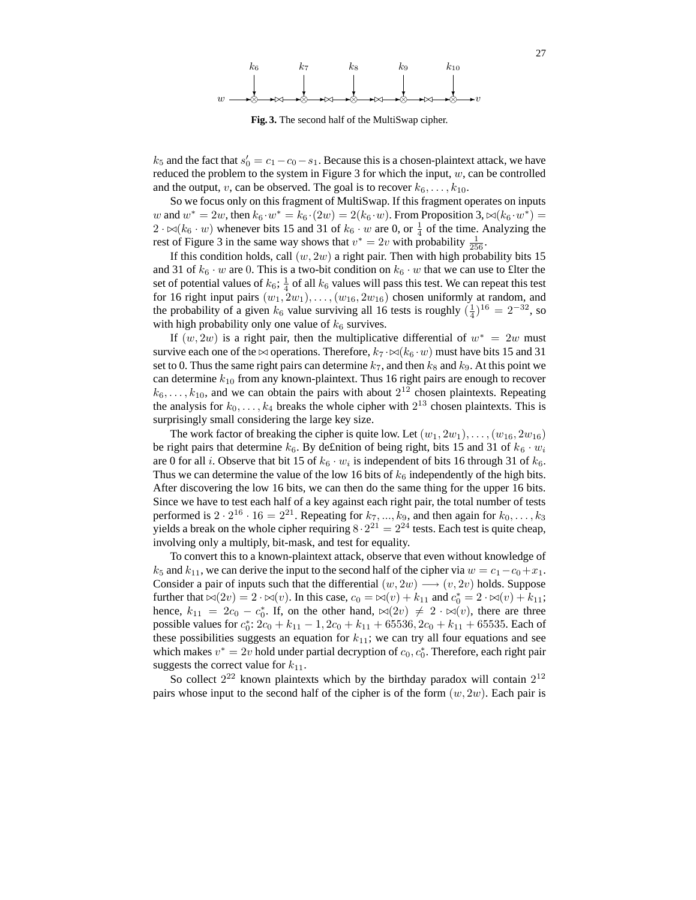Fig. 3. The second half of the MultiSwap cipher.

$k_5$ and the fact that $s'_0 = c_1 - c_0 - s_1$. Because this is a chosen-plaintext attack, we have reduced the problem to the system in Figure 3 for which the input, $w$, can be controlled and the output, $v$, can be observed. The goal is to recover $k_6, \ldots, k_{10}$.

So we focus only on this fragment of MultiSwap. If this fragment operates on inputs $w$ and $w^* = 2w$, then $k_6 \cdot w^* = k_6 \cdot (2w) = 2(k_6 \cdot w)$. From Proposition 3, $\bowtie(k_6 \cdot w^*) = 2 \cdot \bowtie(k_6 \cdot w)$ whenever bits 15 and 31 of $k_6 \cdot w$ are 0, or $\frac{1}{4}$ of the time. Analyzing the rest of Figure 3 in the same way shows that $v^* = 2v$ with probability $\frac{1}{256}$.

If this condition holds, call $(w, 2w)$ a right pair. Then with high probability bits 15 and 31 of $k_6 \cdot w$ are 0. This is a two-bit condition on $k_6 \cdot w$ that we can use to filter the set of potential values of $k_6$; $\frac{1}{4}$ of all $k_6$ values will pass this test. We can repeat this test for 16 right input pairs $(w_1, 2w_1), \ldots, (w_{16}, 2w_{16})$ chosen uniformly at random, and the probability of a given $k_6$ value surviving all 16 tests is roughly $(\frac{1}{4})^{16} = 2^{-32}$, so with high probability only one value of $k_6$ survives.

If $(w, 2w)$ is a right pair, then the multiplicative differential of $w^* = 2w$ must survive each one of the $\bowtie$ operations. Therefore, $k_7 \cdot \bowtie(k_6 \cdot w)$ must have bits 15 and 31 set to 0. Thus the same right pairs can determine $k_7$, and then $k_8$ and $k_9$. At this point we can determine $k_{10}$ from any known-plaintext. Thus 16 right pairs are enough to recover $k_6, \ldots, k_{10}$, and we can obtain the pairs with about $2^{12}$ chosen plaintexts. Repeating the analysis for $k_0, \ldots, k_4$ breaks the whole cipher with $2^{13}$ chosen plaintexts. This is surprisingly small considering the large key size.

The work factor of breaking the cipher is quite low. Let $(w_1, 2w_1), \ldots, (w_{16}, 2w_{16})$ be right pairs that determine $k_6$. By definition of being right, bits 15 and 31 of $k_6 \cdot w_i$ are 0 for all $i$. Observe that bit 15 of $k_6 \cdot w_i$ is independent of bits 16 through 31 of $k_6$. Thus we can determine the value of the low 16 bits of $k_6$ independently of the high bits. After discovering the low 16 bits, we can then do the same thing for the upper 16 bits. Since we have to test each half of a key against each right pair, the total number of tests performed is $2 \cdot 2^{16} \cdot 16 = 2^{21}$. Repeating for $k_7, ..., k_9$, and then again for $k_0, \ldots, k_3$ yields a break on the whole cipher requiring $8 \cdot 2^{21} = 2^{24}$ tests. Each test is quite cheap, involving only a multiply, bit-mask, and test for equality.

To convert this to a known-plaintext attack, observe that even without knowledge of $k_5$ and $k_{11}$, we can derive the input to the second half of the cipher via $w = c_1 - c_0 + x_1$. Consider a pair of inputs such that the differential $(w, 2w) \longrightarrow (v, 2v)$ holds. Suppose further that $\bowtie(2v) = 2 \cdot \bowtie(v)$. In this case, $c_0 = \bowtie(v) + k_{11}$ and $c_0^* = 2 \cdot \bowtie(v) + k_{11}$; hence, $k_{11} = 2c_0 - c_0^*$. If, on the other hand, $\bowtie(2v) \neq 2 \cdot \bowtie(v)$, there are three possible values for $c_0^*$: $2c_0 + k_{11} - 1, 2c_0 + k_{11} + 65536, 2c_0 + k_{11} + 65535$. Each of these possibilities suggests an equation for $k_{11}$; we can try all four equations and see which makes $v^* = 2v$ hold under partial decryption of $c_0, c_0^*$. Therefore, each right pair suggests the correct value for $k_{11}$.

So collect $2^{22}$ known plaintexts which by the birthday paradox will contain $2^{12}$ pairs whose input to the second half of the cipher is of the form $(w, 2w)$. Each pair is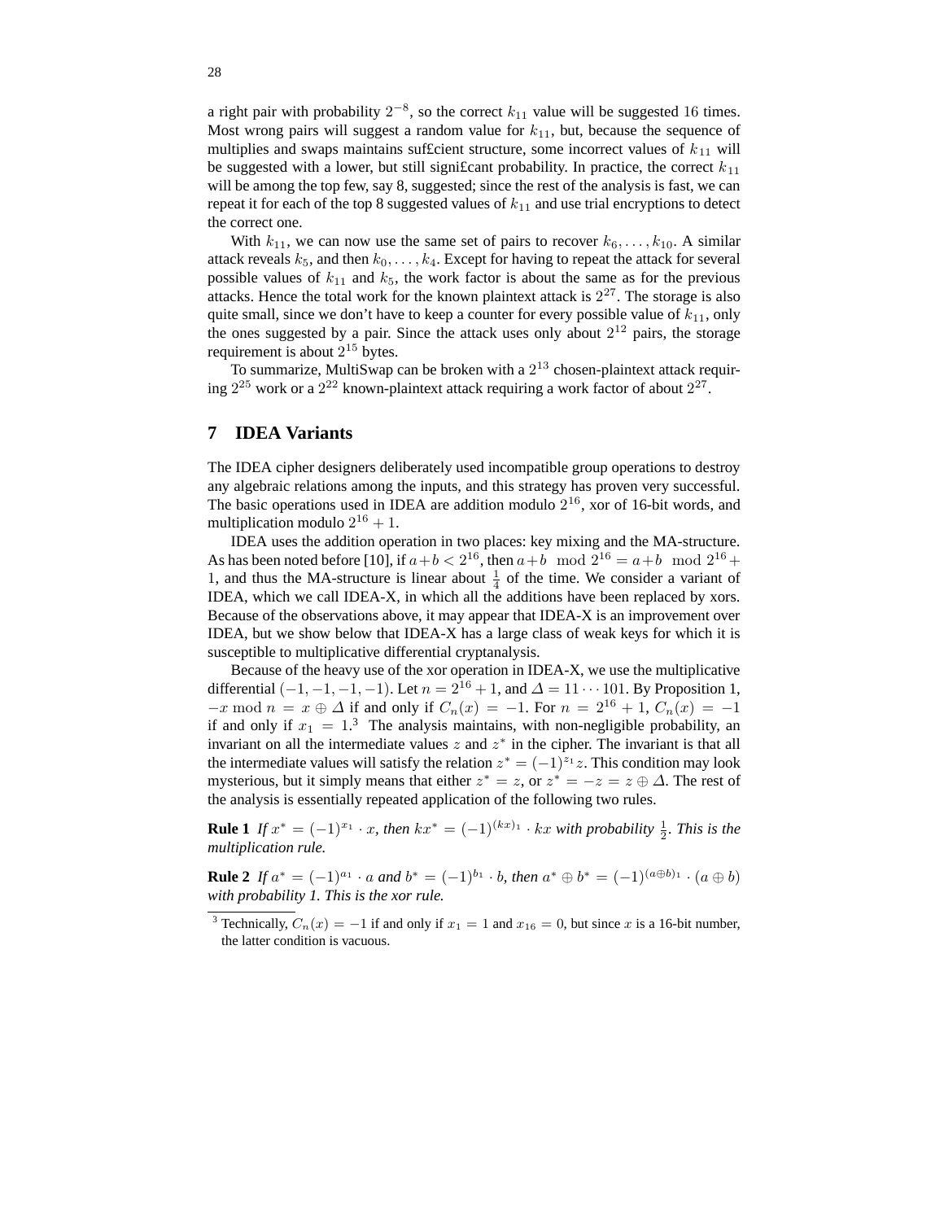a right pair with probability $2^{-8}$, so the correct $k_{11}$ value will be suggested 16 times. Most wrong pairs will suggest a random value for $k_{11}$, but, because the sequence of multiplies and swaps maintains sufficient structure, some incorrect values of $k_{11}$ will be suggested with a lower, but still significant probability. In practice, the correct $k_{11}$ will be among the top few, say 8, suggested; since the rest of the analysis is fast, we can repeat it for each of the top 8 suggested values of $k_{11}$ and use trial encryptions to detect the correct one.

With $k_{11}$, we can now use the same set of pairs to recover $k_6, \ldots, k_{10}$. A similar attack reveals $k_5$, and then $k_0, \ldots, k_4$. Except for having to repeat the attack for several possible values of $k_{11}$ and $k_5$, the work factor is about the same as for the previous attacks. Hence the total work for the known plaintext attack is $2^{27}$. The storage is also quite small, since we don't have to keep a counter for every possible value of $k_{11}$, only the ones suggested by a pair. Since the attack uses only about $2^{12}$ pairs, the storage requirement is about $2^{15}$ bytes.

To summarize, MultiSwap can be broken with a $2^{13}$ chosen-plaintext attack requiring $2^{25}$ work or a $2^{22}$ known-plaintext attack requiring a work factor of about $2^{27}$.

## 7 IDEA Variants

The IDEA cipher designers deliberately used incompatible group operations to destroy any algebraic relations among the inputs, and this strategy has proven very successful. The basic operations used in IDEA are addition modulo $2^{16}$, xor of 16-bit words, and multiplication modulo $2^{16}+1$.

IDEA uses the addition operation in two places: key mixing and the MA-structure. As has been noted before [10], if $a+b < 2^{16}$, then $a+b \mod 2^{16} = a+b \mod 2^{16}+1$, and thus the MA-structure is linear about $\frac{1}{4}$ of the time. We consider a variant of IDEA, which we call IDEA-X, in which all the additions have been replaced by xors. Because of the observations above, it may appear that IDEA-X is an improvement over IDEA, but we show below that IDEA-X has a large class of weak keys for which it is susceptible to multiplicative differential cryptanalysis.

Because of the heavy use of the xor operation in IDEA-X, we use the multiplicative differential $(-1, -1, -1, -1)$. Let $n = 2^{16}+1$, and $\Delta = 11\cdots101$. By Proposition 1, $-x \bmod n = x \oplus \Delta$ if and only if $C_n(x) = -1$. For $n = 2^{16}+1$, $C_n(x) = -1$ if and only if $x_1 = 1$.[3] The analysis maintains, with non-negligible probability, an invariant on all the intermediate values $z$ and $z^*$ in the cipher. The invariant is that all the intermediate values will satisfy the relation $z^* = (-1)^{z_1} z$. This condition may look mysterious, but it simply means that either $z^* = z$, or $z^* = -z = z \oplus \Delta$. The rest of the analysis is essentially repeated application of the following two rules.

**Rule 1** *If $x^* = (-1)^{x_1} \cdot x$, then $kx^* = (-1)^{(kx)_1} \cdot kx$ with probability $\frac{1}{2}$. This is the multiplication rule.*

**Rule 2** *If $a^* = (-1)^{a_1} \cdot a$ and $b^* = (-1)^{b_1} \cdot b$, then $a^* \oplus b^* = (-1)^{(a \oplus b)_1} \cdot (a \oplus b)$ with probability 1. This is the xor rule.*

[3] Technically, $C_n(x) = -1$ if and only if $x_1 = 1$ and $x_{16} = 0$, but since $x$ is a 16-bit number, the latter condition is vacuous.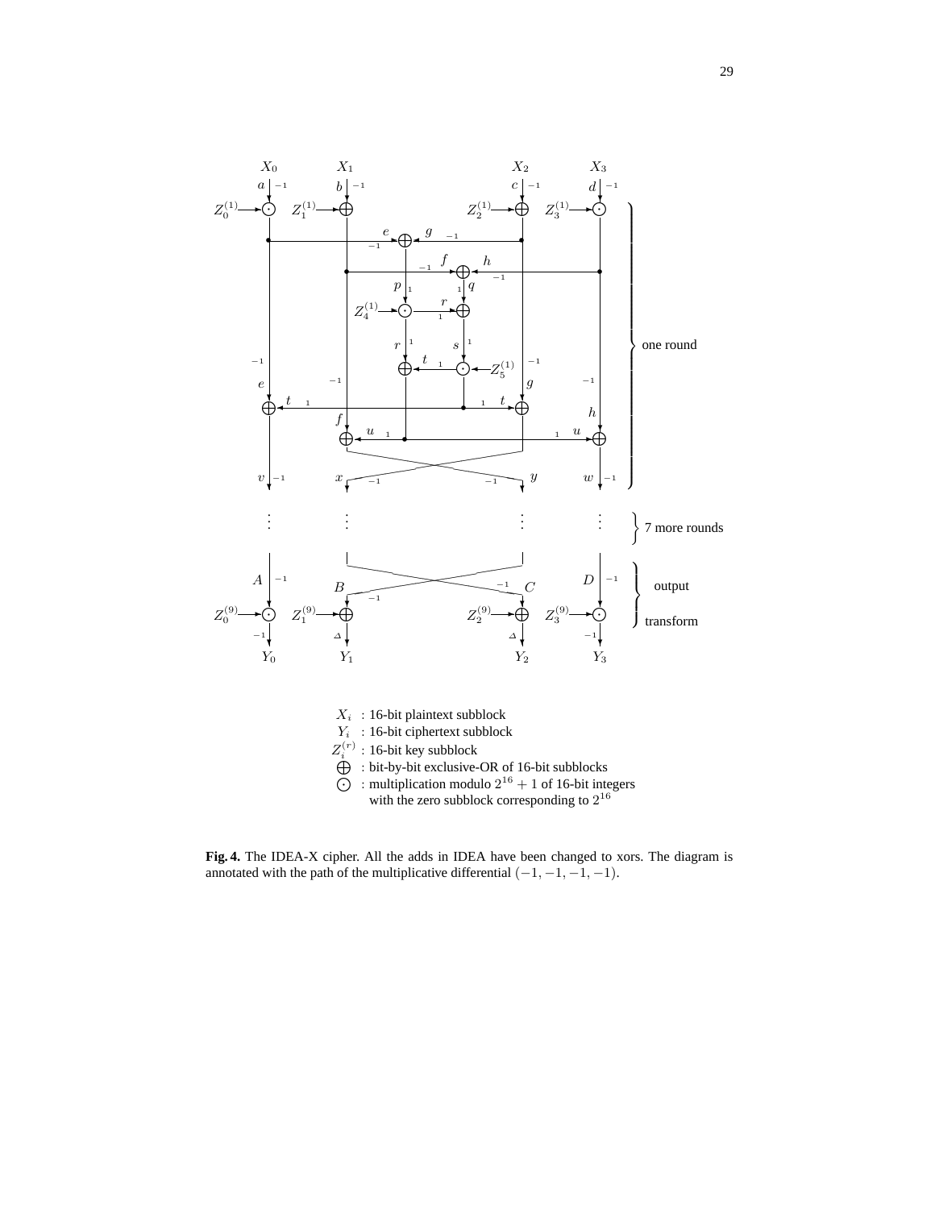$X_i$ : 16-bit plaintext subblock
$Y_i$ : 16-bit ciphertext subblock
$Z_i^{(r)}$ : 16-bit key subblock
$\oplus$ : bit-by-bit exclusive-OR of 16-bit subblocks
$\odot$ : multiplication modulo $2^{16} + 1$ of 16-bit integers with the zero subblock corresponding to $2^{16}$

**Fig. 4.** The IDEA-X cipher. All the adds in IDEA have been changed to xors. The diagram is annotated with the path of the multiplicative differential $(-1, -1, -1, -1)$.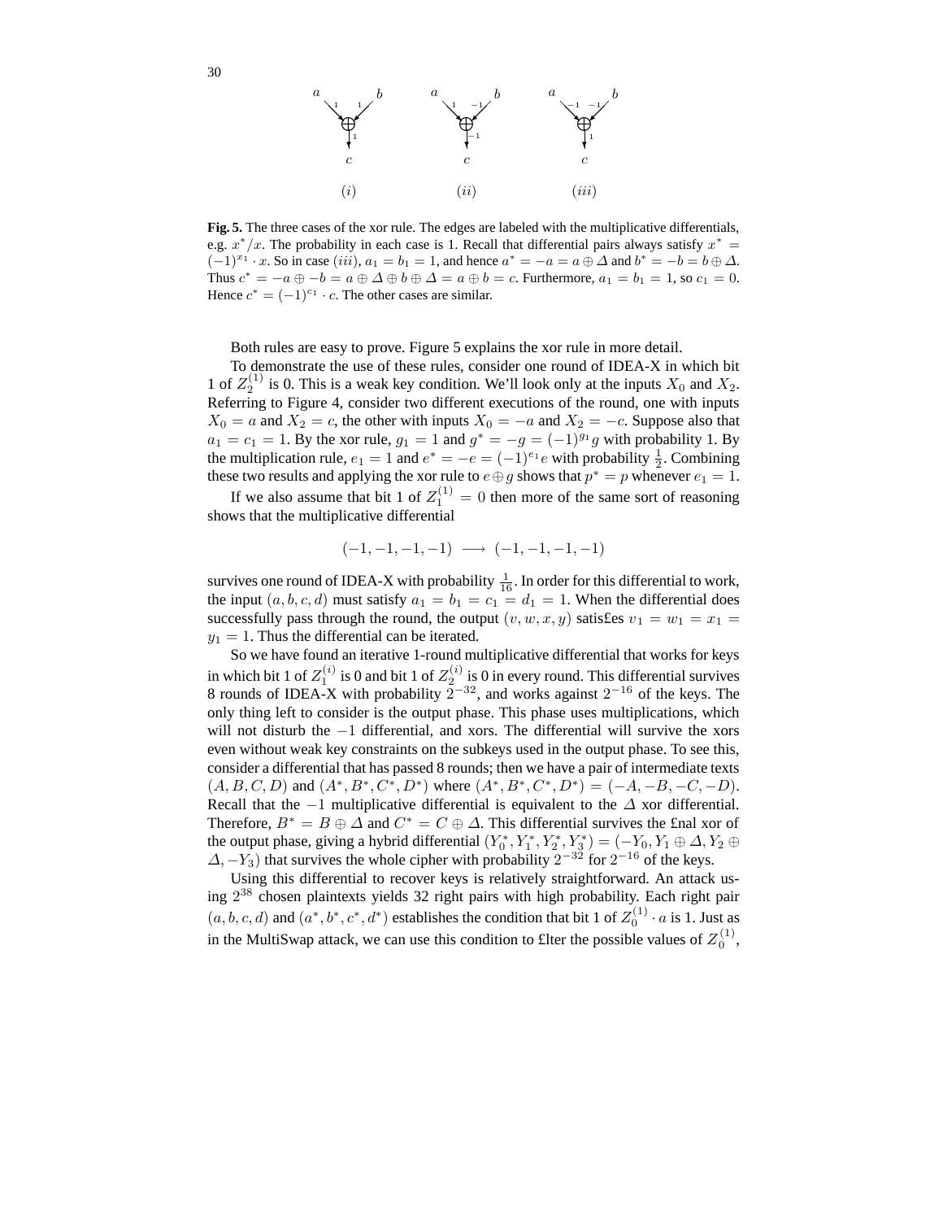**Fig. 5.** The three cases of the xor rule. The edges are labeled with the multiplicative differentials, e.g. $x^*/x$. The probability in each case is 1. Recall that differential pairs always satisfy $x^* = (-1)^{x_1} \cdot x$. So in case $(iii)$, $a_1 = b_1 = 1$, and hence $a^* = -a = a \oplus \Delta$ and $b^* = -b = b \oplus \Delta$. Thus $c^* = -a \oplus -b = a \oplus \Delta \oplus b \oplus \Delta = a \oplus b = c$. Furthermore, $a_1 = b_1 = 1$, so $c_1 = 0$. Hence $c^* = (-1)^{c_1} \cdot c$. The other cases are similar.

Both rules are easy to prove. Figure 5 explains the xor rule in more detail.

To demonstrate the use of these rules, consider one round of IDEA-X in which bit 1 of $Z_2^{(1)}$ is 0. This is a weak key condition. We'll look only at the inputs $X_0$ and $X_2$. Referring to Figure 4, consider two different executions of the round, one with inputs $X_0 = a$ and $X_2 = c$, the other with inputs $X_0 = -a$ and $X_2 = -c$. Suppose also that $a_1 = c_1 = 1$. By the xor rule, $g_1 = 1$ and $g^* = -g = (-1)^{g_1} g$ with probability 1. By the multiplication rule, $e_1 = 1$ and $e^* = -e = (-1)^{e_1} e$ with probability $\frac{1}{2}$. Combining these two results and applying the xor rule to $e \oplus g$ shows that $p^* = p$ whenever $e_1 = 1$.

If we also assume that bit 1 of $Z_1^{(1)} = 0$ then more of the same sort of reasoning shows that the multiplicative differential

$$(-1, -1, -1, -1) \longrightarrow (-1, -1, -1, -1)$$

survives one round of IDEA-X with probability $\frac{1}{16}$. In order for this differential to work, the input $(a, b, c, d)$ must satisfy $a_1 = b_1 = c_1 = d_1 = 1$. When the differential does successfully pass through the round, the output $(v, w, x, y)$ satisfies $v_1 = w_1 = x_1 = y_1 = 1$. Thus the differential can be iterated.

So we have found an iterative 1-round multiplicative differential that works for keys in which bit 1 of $Z_1^{(i)}$ is 0 and bit 1 of $Z_2^{(i)}$ is 0 in every round. This differential survives 8 rounds of IDEA-X with probability $2^{-32}$, and works against $2^{-16}$ of the keys. The only thing left to consider is the output phase. This phase uses multiplications, which will not disturb the $-1$ differential, and xors. The differential will survive the xors even without weak key constraints on the subkeys used in the output phase. To see this, consider a differential that has passed 8 rounds; then we have a pair of intermediate texts $(A, B, C, D)$ and $(A^*, B^*, C^*, D^*)$ where $(A^*, B^*, C^*, D^*) = (-A, -B, -C, -D)$. Recall that the $-1$ multiplicative differential is equivalent to the $\Delta$ xor differential. Therefore, $B^* = B \oplus \Delta$ and $C^* = C \oplus \Delta$. This differential survives the final xor of the output phase, giving a hybrid differential $(Y_0^*, Y_1^*, Y_2^*, Y_3^*) = (-Y_0, Y_1 \oplus \Delta, Y_2 \oplus \Delta, -Y_3)$ that survives the whole cipher with probability $2^{-32}$ for $2^{-16}$ of the keys.

Using this differential to recover keys is relatively straightforward. An attack using $2^{38}$ chosen plaintexts yields 32 right pairs with high probability. Each right pair $(a, b, c, d)$ and $(a^*, b^*, c^*, d^*)$ establishes the condition that bit 1 of $Z_0^{(1)} \cdot a$ is 1. Just as in the MultiSwap attack, we can use this condition to filter the possible values of $Z_0^{(1)}$,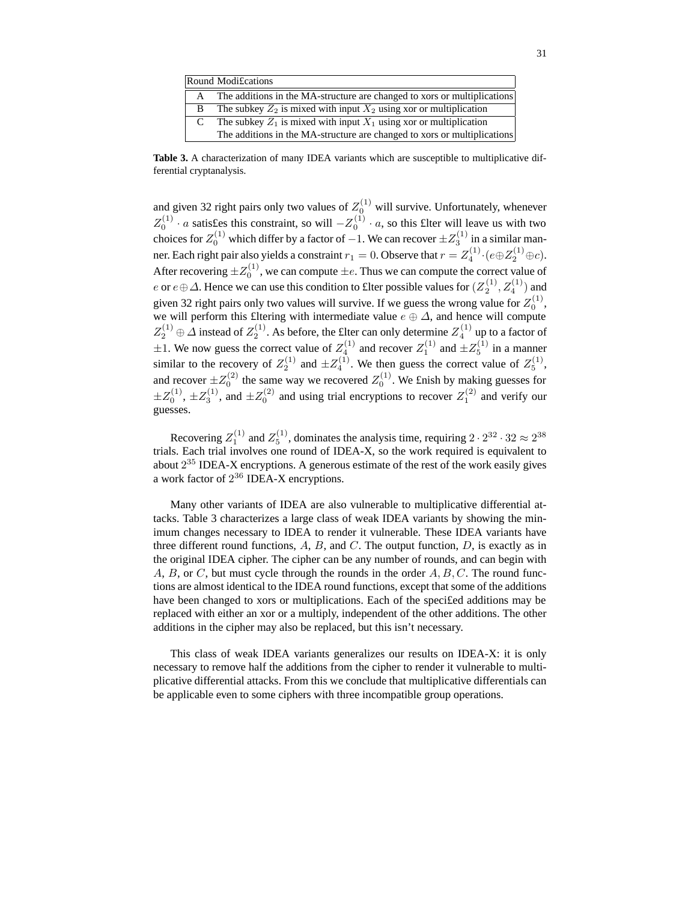| Round | Modifications |
|---|---|
| A | The additions in the MA-structure are changed to xors or multiplications |
| B | The subkey $Z_2$ is mixed with input $X_2$ using xor or multiplication |
| C | The subkey $Z_1$ is mixed with input $X_1$ using xor or multiplication |
| | The additions in the MA-structure are changed to xors or multiplications |

**Table 3.** A characterization of many IDEA variants which are susceptible to multiplicative differential cryptanalysis.

and given 32 right pairs only two values of $Z_0^{(1)}$ will survive. Unfortunately, whenever $Z_0^{(1)} \cdot a$ satisfies this constraint, so will $-Z_0^{(1)} \cdot a$, so this filter will leave us with two choices for $Z_0^{(1)}$ which differ by a factor of $-1$. We can recover $\pm Z_3^{(1)}$ in a similar manner. Each right pair also yields a constraint $r_1 = 0$. Observe that $r = Z_4^{(1)} \cdot (e \oplus Z_2^{(1)} \oplus c)$. After recovering $\pm Z_0^{(1)}$, we can compute $\pm e$. Thus we can compute the correct value of $e$ or $e \oplus \Delta$. Hence we can use this condition to filter possible values for $(Z_2^{(1)}, Z_4^{(1)})$ and given 32 right pairs only two values will survive. If we guess the wrong value for $Z_0^{(1)}$, we will perform this filtering with intermediate value $e \oplus \Delta$, and hence will compute $Z_2^{(1)} \oplus \Delta$ instead of $Z_2^{(1)}$. As before, the filter can only determine $Z_4^{(1)}$ up to a factor of $\pm 1$. We now guess the correct value of $Z_4^{(1)}$ and recover $Z_1^{(1)}$ and $\pm Z_5^{(1)}$ in a manner similar to the recovery of $Z_2^{(1)}$ and $\pm Z_4^{(1)}$. We then guess the correct value of $Z_5^{(1)}$, and recover $\pm Z_0^{(2)}$ the same way we recovered $Z_0^{(1)}$. We finish by making guesses for $\pm Z_0^{(1)}$, $\pm Z_3^{(1)}$, and $\pm Z_0^{(2)}$ and using trial encryptions to recover $Z_1^{(2)}$ and verify our guesses.

Recovering $Z_1^{(1)}$ and $Z_5^{(1)}$, dominates the analysis time, requiring $2 \cdot 2^{32} \cdot 32 \approx 2^{38}$ trials. Each trial involves one round of IDEA-X, so the work required is equivalent to about $2^{35}$ IDEA-X encryptions. A generous estimate of the rest of the work easily gives a work factor of $2^{36}$ IDEA-X encryptions.

Many other variants of IDEA are also vulnerable to multiplicative differential attacks. Table 3 characterizes a large class of weak IDEA variants by showing the minimum changes necessary to IDEA to render it vulnerable. These IDEA variants have three different round functions, $A$, $B$, and $C$. The output function, $D$, is exactly as in the original IDEA cipher. The cipher can be any number of rounds, and can begin with $A$, $B$, or $C$, but must cycle through the rounds in the order $A, B, C$. The round functions are almost identical to the IDEA round functions, except that some of the additions have been changed to xors or multiplications. Each of the specified additions may be replaced with either an xor or a multiply, independent of the other additions. The other additions in the cipher may also be replaced, but this isn't necessary.

This class of weak IDEA variants generalizes our results on IDEA-X: it is only necessary to remove half the additions from the cipher to render it vulnerable to multiplicative differential attacks. From this we conclude that multiplicative differentials can be applicable even to some ciphers with three incompatible group operations.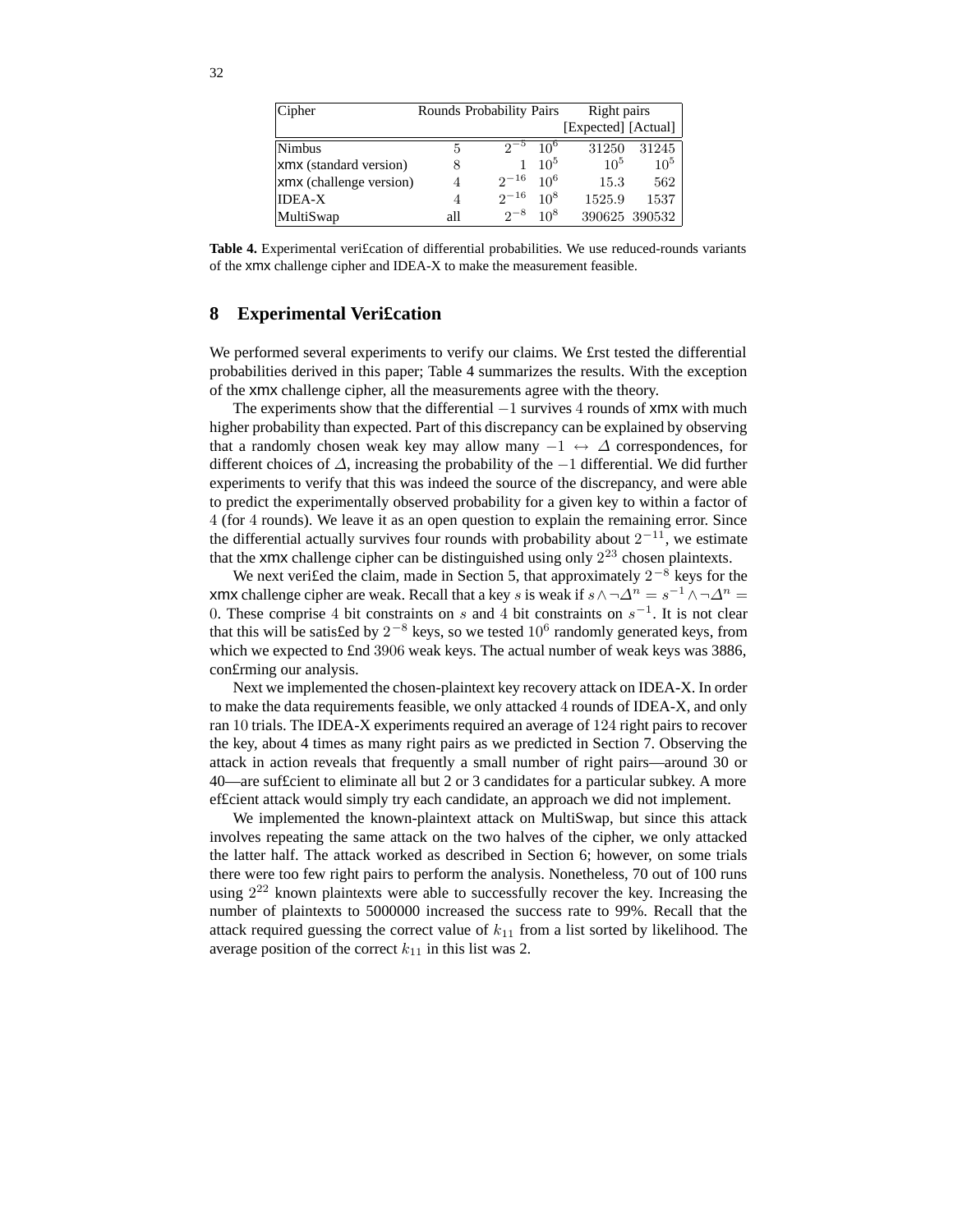| Cipher | Rounds | Probability | Pairs | Right pairs [Expected] | Right pairs [Actual] |
|---|---|---|---|---|---|
| Nimbus | $5$ | $2^{-5}$ | $10^6$ | 31250 | 31245 |
| xmx (standard version) | $8$ | $1$ | $10^5$ | $10^5$ | $10^5$ |
| xmx (challenge version) | $4$ | $2^{-16}$ | $10^6$ | 15.3 | 562 |
| IDEA-X | $4$ | $2^{-16}$ | $10^8$ | 1525.9 | 1537 |
| MultiSwap | all | $2^{-8}$ | $10^8$ | 390625 | 390532 |

**Table 4.** Experimental verification of differential probabilities. We use reduced-rounds variants of the xmx challenge cipher and IDEA-X to make the measurement feasible.

## 8 Experimental Verification

We performed several experiments to verify our claims. We first tested the differential probabilities derived in this paper; Table 4 summarizes the results. With the exception of the xmx challenge cipher, all the measurements agree with the theory.

The experiments show that the differential $-1$ survives $4$ rounds of xmx with much higher probability than expected. Part of this discrepancy can be explained by observing that a randomly chosen weak key may allow many $-1 \leftrightarrow \Delta$ correspondences, for different choices of $\Delta$, increasing the probability of the $-1$ differential. We did further experiments to verify that this was indeed the source of the discrepancy, and were able to predict the experimentally observed probability for a given key to within a factor of $4$ (for $4$ rounds). We leave it as an open question to explain the remaining error. Since the differential actually survives four rounds with probability about $2^{-11}$, we estimate that the xmx challenge cipher can be distinguished using only $2^{23}$ chosen plaintexts.

We next verified the claim, made in Section 5, that approximately $2^{-8}$ keys for the xmx challenge cipher are weak. Recall that a key $s$ is weak if $s \wedge \neg\Delta^n = s^{-1} \wedge \neg\Delta^n = 0$. These comprise $4$ bit constraints on $s$ and $4$ bit constraints on $s^{-1}$. It is not clear that this will be satisfied by $2^{-8}$ keys, so we tested $10^6$ randomly generated keys, from which we expected to find $3906$ weak keys. The actual number of weak keys was 3886, confirming our analysis.

Next we implemented the chosen-plaintext key recovery attack on IDEA-X. In order to make the data requirements feasible, we only attacked $4$ rounds of IDEA-X, and only ran $10$ trials. The IDEA-X experiments required an average of $124$ right pairs to recover the key, about 4 times as many right pairs as we predicted in Section $7$. Observing the attack in action reveals that frequently a small number of right pairs—around 30 or 40—are sufficient to eliminate all but 2 or 3 candidates for a particular subkey. A more efficient attack would simply try each candidate, an approach we did not implement.

We implemented the known-plaintext attack on MultiSwap, but since this attack involves repeating the same attack on the two halves of the cipher, we only attacked the latter half. The attack worked as described in Section 6; however, on some trials there were too few right pairs to perform the analysis. Nonetheless, 70 out of 100 runs using $2^{22}$ known plaintexts were able to successfully recover the key. Increasing the number of plaintexts to 5000000 increased the success rate to 99%. Recall that the attack required guessing the correct value of $k_{11}$ from a list sorted by likelihood. The average position of the correct $k_{11}$ in this list was 2.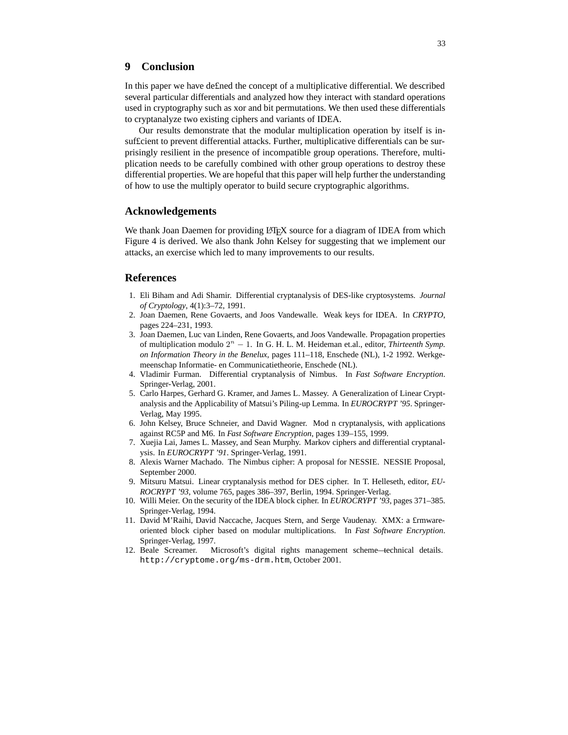## 9 Conclusion

In this paper we have de£ned the concept of a multiplicative differential. We described several particular differentials and analyzed how they interact with standard operations used in cryptography such as xor and bit permutations. We then used these differentials to cryptanalyze two existing ciphers and variants of IDEA.

Our results demonstrate that the modular multiplication operation by itself is insuf£cient to prevent differential attacks. Further, multiplicative differentials can be surprisingly resilient in the presence of incompatible group operations. Therefore, multiplication needs to be carefully combined with other group operations to destroy these differential properties. We are hopeful that this paper will help further the understanding of how to use the multiply operator to build secure cryptographic algorithms.

## Acknowledgements

We thank Joan Daemen for providing LaTeX source for a diagram of IDEA from which Figure 4 is derived. We also thank John Kelsey for suggesting that we implement our attacks, an exercise which led to many improvements to our results.

## References

1. Eli Biham and Adi Shamir. Differential cryptanalysis of DES-like cryptosystems. *Journal of Cryptology*, 4(1):3–72, 1991.
2. Joan Daemen, Rene Govaerts, and Joos Vandewalle. Weak keys for IDEA. In *CRYPTO*, pages 224–231, 1993.
3. Joan Daemen, Luc van Linden, Rene Govaerts, and Joos Vandewalle. Propagation properties of multiplication modulo $2^n - 1$. In G. H. L. M. Heideman et.al., editor, *Thirteenth Symp. on Information Theory in the Benelux*, pages 111–118, Enschede (NL), 1-2 1992. Werkgemeenschap Informatie- en Communicatietheorie, Enschede (NL).
4. Vladimir Furman. Differential cryptanalysis of Nimbus. In *Fast Software Encryption*. Springer-Verlag, 2001.
5. Carlo Harpes, Gerhard G. Kramer, and James L. Massey. A Generalization of Linear Cryptanalysis and the Applicability of Matsui's Piling-up Lemma. In *EUROCRYPT '95*. Springer-Verlag, May 1995.
6. John Kelsey, Bruce Schneier, and David Wagner. Mod n cryptanalysis, with applications against RC5P and M6. In *Fast Software Encryption*, pages 139–155, 1999.
7. Xuejia Lai, James L. Massey, and Sean Murphy. Markov ciphers and differential cryptanalysis. In *EUROCRYPT '91*. Springer-Verlag, 1991.
8. Alexis Warner Machado. The Nimbus cipher: A proposal for NESSIE. NESSIE Proposal, September 2000.
9. Mitsuru Matsui. Linear cryptanalysis method for DES cipher. In T. Helleseth, editor, *EUROCRYPT '93*, volume 765, pages 386–397, Berlin, 1994. Springer-Verlag.
10. Willi Meier. On the security of the IDEA block cipher. In *EUROCRYPT '93*, pages 371–385. Springer-Verlag, 1994.
11. David M'Raihi, David Naccache, Jacques Stern, and Serge Vaudenay. XMX: a £rmware-oriented block cipher based on modular multiplications. In *Fast Software Encryption*. Springer-Verlag, 1997.
12. Beale Screamer. Microsoft's digital rights management scheme—technical details. `http://cryptome.org/ms-drm.htm`, October 2001.